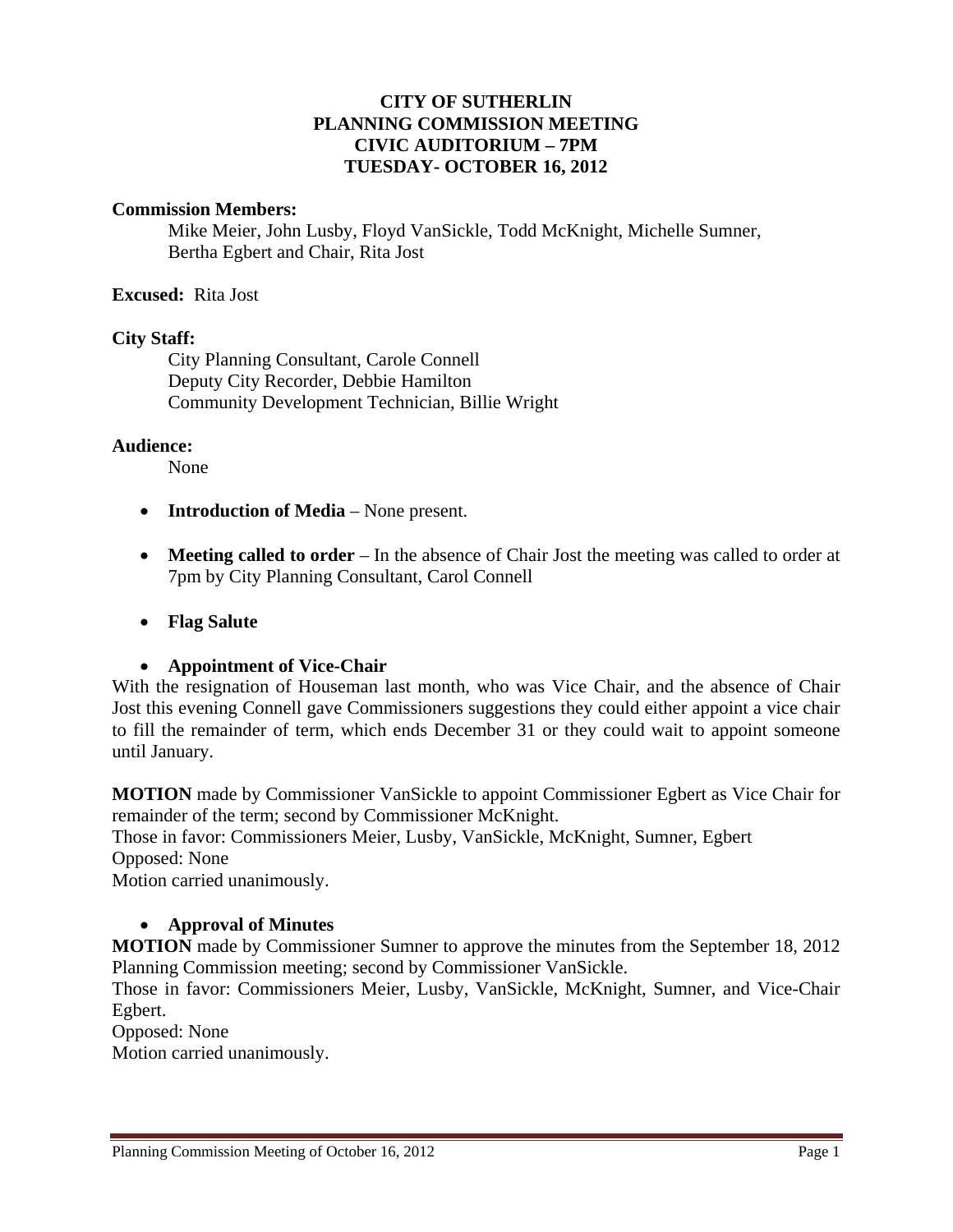# CITY OF SUTHERLIN
# PLANNING COMMISSION MEETING
# CIVIC AUDITORIUM – 7PM
# TUESDAY- OCTOBER 16, 2012

**Commission Members:**

Mike Meier, John Lusby, Floyd VanSickle, Todd McKnight, Michelle Sumner, Bertha Egbert and Chair, Rita Jost

**Excused:** Rita Jost

**City Staff:**

City Planning Consultant, Carole Connell
Deputy City Recorder, Debbie Hamilton
Community Development Technician, Billie Wright

**Audience:**

None

- **Introduction of Media** – None present.
- **Meeting called to order** – In the absence of Chair Jost the meeting was called to order at 7pm by City Planning Consultant, Carol Connell
- **Flag Salute**
- **Appointment of Vice-Chair**

With the resignation of Houseman last month, who was Vice Chair, and the absence of Chair Jost this evening Connell gave Commissioners suggestions they could either appoint a vice chair to fill the remainder of term, which ends December 31 or they could wait to appoint someone until January.

**MOTION** made by Commissioner VanSickle to appoint Commissioner Egbert as Vice Chair for remainder of the term; second by Commissioner McKnight.
Those in favor: Commissioners Meier, Lusby, VanSickle, McKnight, Sumner, Egbert
Opposed: None
Motion carried unanimously.

- **Approval of Minutes**

**MOTION** made by Commissioner Sumner to approve the minutes from the September 18, 2012 Planning Commission meeting; second by Commissioner VanSickle.
Those in favor: Commissioners Meier, Lusby, VanSickle, McKnight, Sumner, and Vice-Chair Egbert.
Opposed: None
Motion carried unanimously.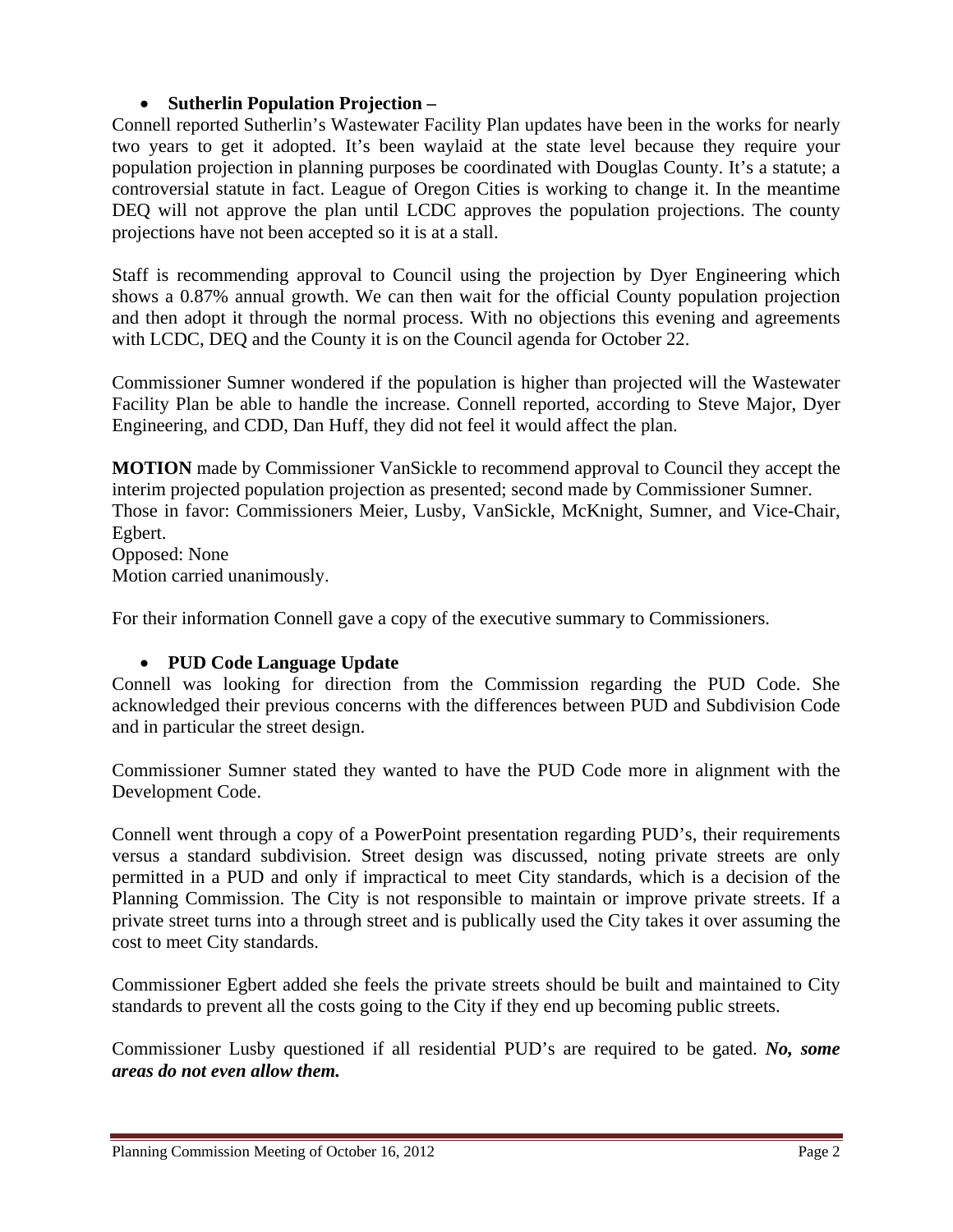- **Sutherlin Population Projection –**

Connell reported Sutherlin's Wastewater Facility Plan updates have been in the works for nearly two years to get it adopted. It's been waylaid at the state level because they require your population projection in planning purposes be coordinated with Douglas County. It's a statute; a controversial statute in fact. League of Oregon Cities is working to change it. In the meantime DEQ will not approve the plan until LCDC approves the population projections. The county projections have not been accepted so it is at a stall.

Staff is recommending approval to Council using the projection by Dyer Engineering which shows a 0.87% annual growth. We can then wait for the official County population projection and then adopt it through the normal process. With no objections this evening and agreements with LCDC, DEQ and the County it is on the Council agenda for October 22.

Commissioner Sumner wondered if the population is higher than projected will the Wastewater Facility Plan be able to handle the increase. Connell reported, according to Steve Major, Dyer Engineering, and CDD, Dan Huff, they did not feel it would affect the plan.

**MOTION** made by Commissioner VanSickle to recommend approval to Council they accept the interim projected population projection as presented; second made by Commissioner Sumner.
Those in favor: Commissioners Meier, Lusby, VanSickle, McKnight, Sumner, and Vice-Chair, Egbert.
Opposed: None
Motion carried unanimously.

For their information Connell gave a copy of the executive summary to Commissioners.

- **PUD Code Language Update**

Connell was looking for direction from the Commission regarding the PUD Code. She acknowledged their previous concerns with the differences between PUD and Subdivision Code and in particular the street design.

Commissioner Sumner stated they wanted to have the PUD Code more in alignment with the Development Code.

Connell went through a copy of a PowerPoint presentation regarding PUD's, their requirements versus a standard subdivision. Street design was discussed, noting private streets are only permitted in a PUD and only if impractical to meet City standards, which is a decision of the Planning Commission. The City is not responsible to maintain or improve private streets. If a private street turns into a through street and is publically used the City takes it over assuming the cost to meet City standards.

Commissioner Egbert added she feels the private streets should be built and maintained to City standards to prevent all the costs going to the City if they end up becoming public streets.

Commissioner Lusby questioned if all residential PUD's are required to be gated. ***No, some areas do not even allow them.***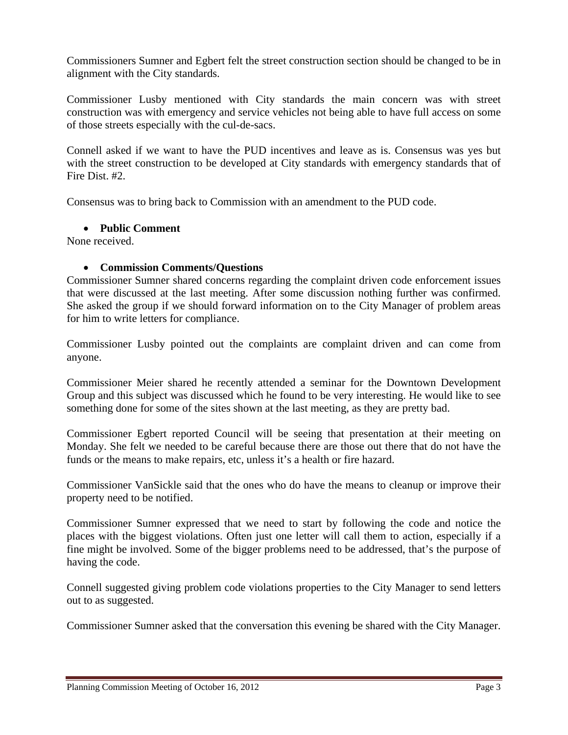Commissioners Sumner and Egbert felt the street construction section should be changed to be in alignment with the City standards.

Commissioner Lusby mentioned with City standards the main concern was with street construction was with emergency and service vehicles not being able to have full access on some of those streets especially with the cul-de-sacs.

Connell asked if we want to have the PUD incentives and leave as is. Consensus was yes but with the street construction to be developed at City standards with emergency standards that of Fire Dist. #2.

Consensus was to bring back to Commission with an amendment to the PUD code.

- **Public Comment**

None received.

- **Commission Comments/Questions**

Commissioner Sumner shared concerns regarding the complaint driven code enforcement issues that were discussed at the last meeting. After some discussion nothing further was confirmed. She asked the group if we should forward information on to the City Manager of problem areas for him to write letters for compliance.

Commissioner Lusby pointed out the complaints are complaint driven and can come from anyone.

Commissioner Meier shared he recently attended a seminar for the Downtown Development Group and this subject was discussed which he found to be very interesting. He would like to see something done for some of the sites shown at the last meeting, as they are pretty bad.

Commissioner Egbert reported Council will be seeing that presentation at their meeting on Monday. She felt we needed to be careful because there are those out there that do not have the funds or the means to make repairs, etc, unless it's a health or fire hazard.

Commissioner VanSickle said that the ones who do have the means to cleanup or improve their property need to be notified.

Commissioner Sumner expressed that we need to start by following the code and notice the places with the biggest violations. Often just one letter will call them to action, especially if a fine might be involved. Some of the bigger problems need to be addressed, that's the purpose of having the code.

Connell suggested giving problem code violations properties to the City Manager to send letters out to as suggested.

Commissioner Sumner asked that the conversation this evening be shared with the City Manager.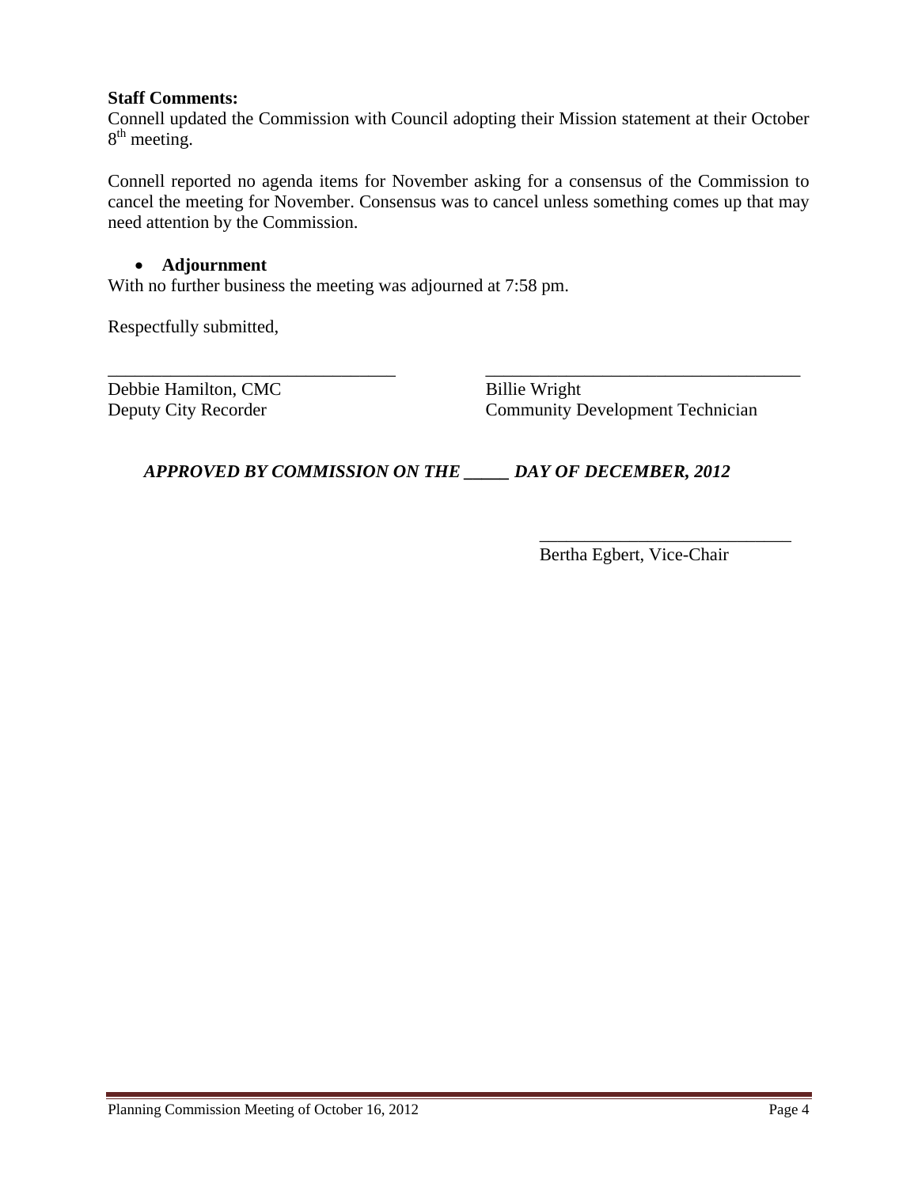**Staff Comments:**

Connell updated the Commission with Council adopting their Mission statement at their October 8th meeting.

Connell reported no agenda items for November asking for a consensus of the Commission to cancel the meeting for November. Consensus was to cancel unless something comes up that may need attention by the Commission.

- **Adjournment**

With no further business the meeting was adjourned at 7:58 pm.

Respectfully submitted,

| | |
|---|---|
| ________________________________ | ___________________________________ |
| Debbie Hamilton, CMC | Billie Wright |
| Deputy City Recorder | Community Development Technician |

***APPROVED BY COMMISSION ON THE _____ DAY OF DECEMBER, 2012***

____________________________

Bertha Egbert, Vice-Chair